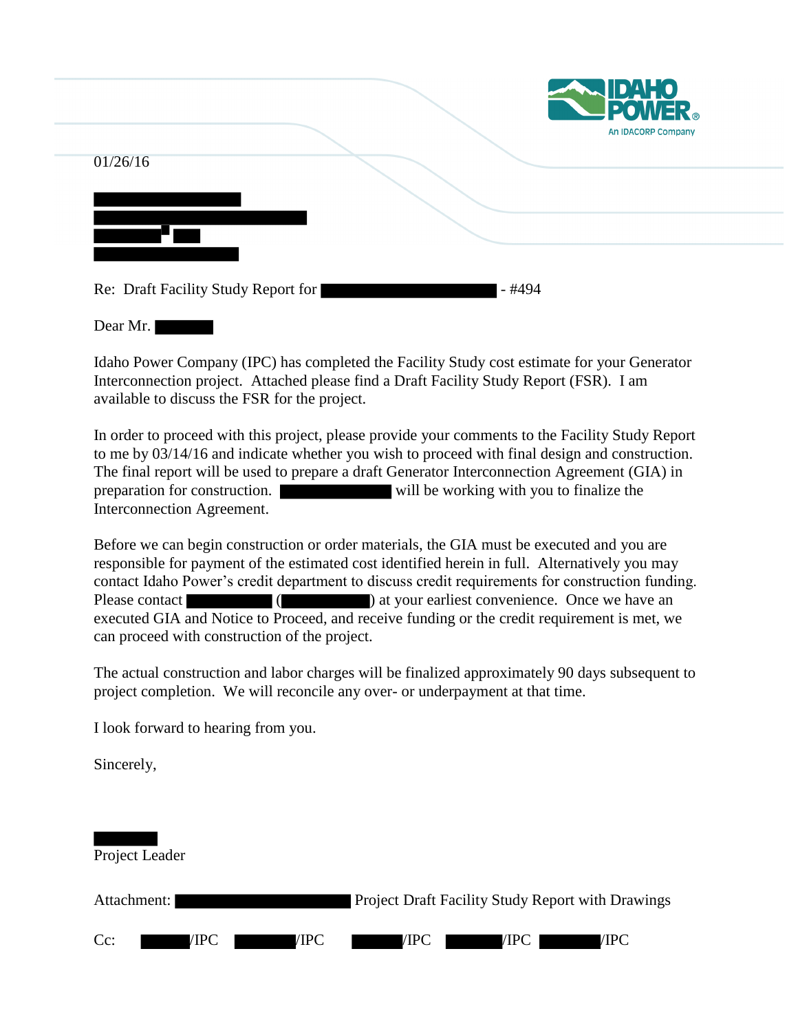IDAHO POWER
An IDACORP Company

01/26/16

Re: Draft Facility Study Report for ████████████████ - #494

Dear Mr. ██████

Idaho Power Company (IPC) has completed the Facility Study cost estimate for your Generator Interconnection project. Attached please find a Draft Facility Study Report (FSR). I am available to discuss the FSR for the project.

In order to proceed with this project, please provide your comments to the Facility Study Report to me by 03/14/16 and indicate whether you wish to proceed with final design and construction. The final report will be used to prepare a draft Generator Interconnection Agreement (GIA) in preparation for construction. ██████████ will be working with you to finalize the Interconnection Agreement.

Before we can begin construction or order materials, the GIA must be executed and you are responsible for payment of the estimated cost identified herein in full. Alternatively you may contact Idaho Power's credit department to discuss credit requirements for construction funding. Please contact ████████ (████████) at your earliest convenience. Once we have an executed GIA and Notice to Proceed, and receive funding or the credit requirement is met, we can proceed with construction of the project.

The actual construction and labor charges will be finalized approximately 90 days subsequent to project completion. We will reconcile any over- or underpayment at that time.

I look forward to hearing from you.

Sincerely,

██████
Project Leader

Attachment: ████████████████ Project Draft Facility Study Report with Drawings

Cc: ██████/IPC ██████/IPC ██████/IPC ██████/IPC ██████/IPC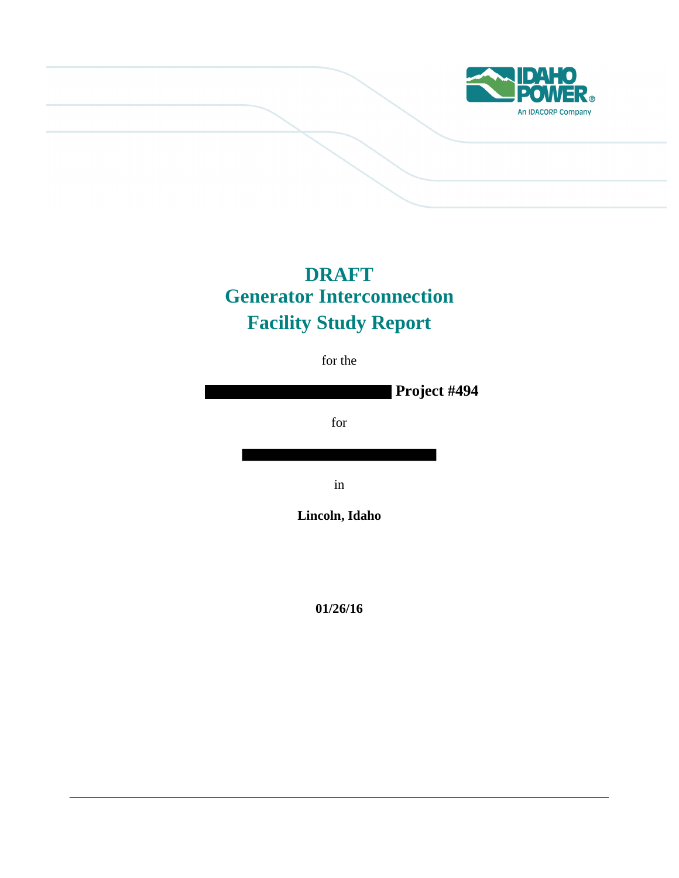# DRAFT
# Generator Interconnection
# Facility Study Report

for the

**Project #494**

for

in

**Lincoln, Idaho**

**01/26/16**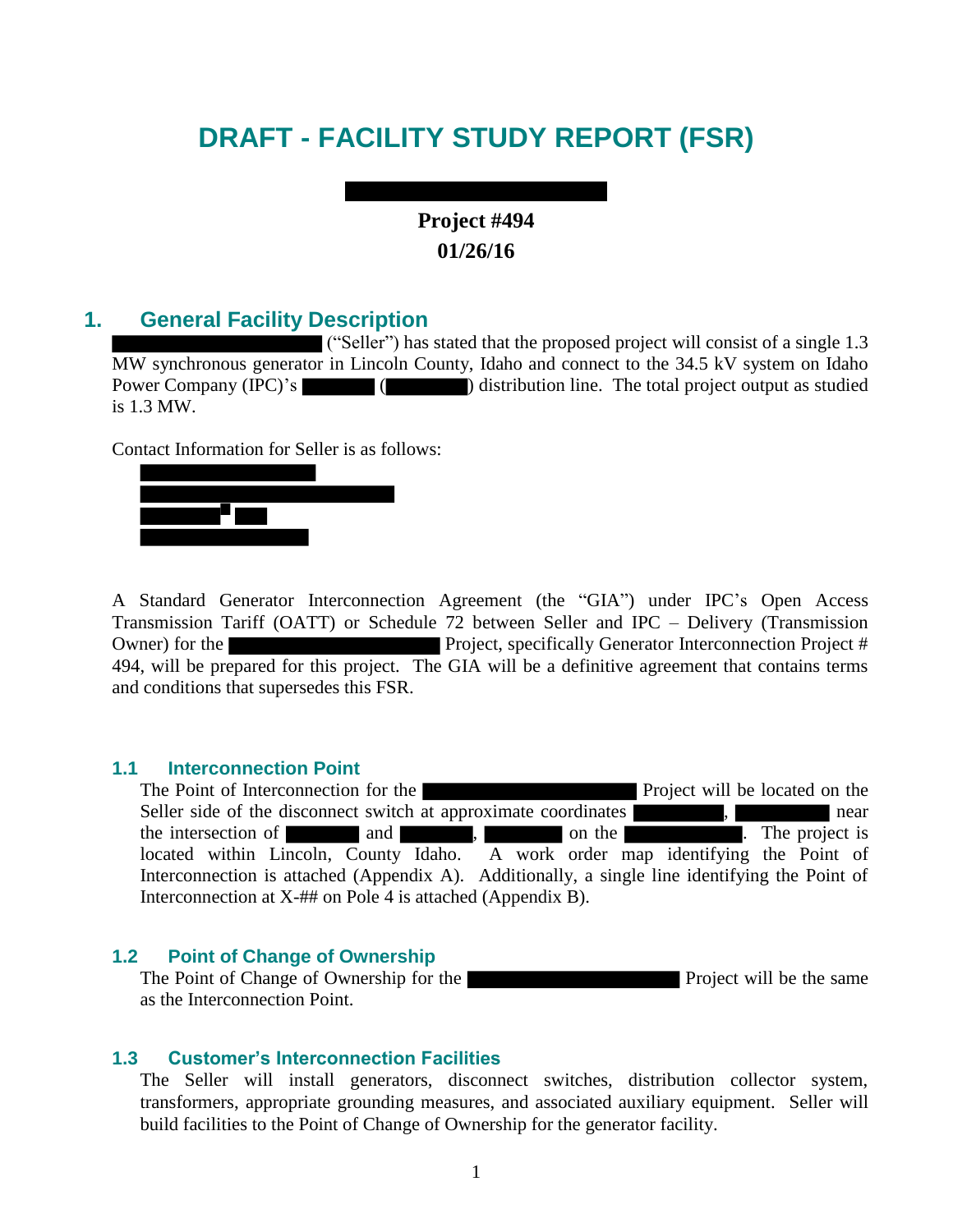# DRAFT - FACILITY STUDY REPORT (FSR)

**Project #494**
**01/26/16**

## 1. General Facility Description

("Seller") has stated that the proposed project will consist of a single 1.3 MW synchronous generator in Lincoln County, Idaho and connect to the 34.5 kV system on Idaho Power Company (IPC)'s ( ) distribution line. The total project output as studied is 1.3 MW.

Contact Information for Seller is as follows:

A Standard Generator Interconnection Agreement (the "GIA") under IPC's Open Access Transmission Tariff (OATT) or Schedule 72 between Seller and IPC – Delivery (Transmission Owner) for the Project, specifically Generator Interconnection Project # 494, will be prepared for this project. The GIA will be a definitive agreement that contains terms and conditions that supersedes this FSR.

### 1.1 Interconnection Point

The Point of Interconnection for the Project will be located on the Seller side of the disconnect switch at approximate coordinates , near the intersection of and , on the . The project is located within Lincoln, County Idaho. A work order map identifying the Point of Interconnection is attached (Appendix A). Additionally, a single line identifying the Point of Interconnection at X-## on Pole 4 is attached (Appendix B).

### 1.2 Point of Change of Ownership

The Point of Change of Ownership for the Project will be the same as the Interconnection Point.

### 1.3 Customer's Interconnection Facilities

The Seller will install generators, disconnect switches, distribution collector system, transformers, appropriate grounding measures, and associated auxiliary equipment. Seller will build facilities to the Point of Change of Ownership for the generator facility.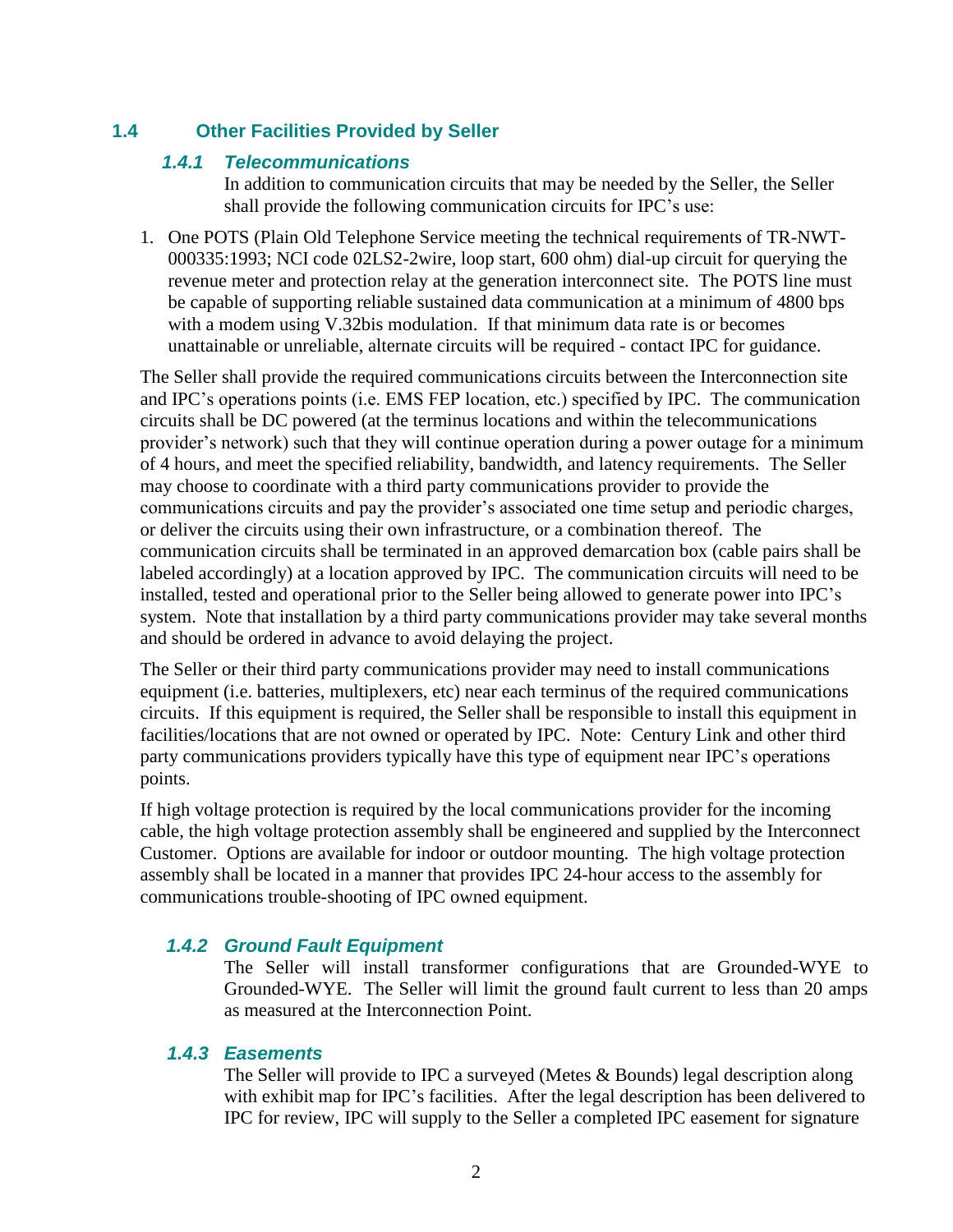## 1.4 Other Facilities Provided by Seller

### *1.4.1 Telecommunications*

In addition to communication circuits that may be needed by the Seller, the Seller shall provide the following communication circuits for IPC's use:

1. One POTS (Plain Old Telephone Service meeting the technical requirements of TR-NWT-000335:1993; NCI code 02LS2-2wire, loop start, 600 ohm) dial-up circuit for querying the revenue meter and protection relay at the generation interconnect site. The POTS line must be capable of supporting reliable sustained data communication at a minimum of 4800 bps with a modem using V.32bis modulation. If that minimum data rate is or becomes unattainable or unreliable, alternate circuits will be required - contact IPC for guidance.

The Seller shall provide the required communications circuits between the Interconnection site and IPC's operations points (i.e. EMS FEP location, etc.) specified by IPC. The communication circuits shall be DC powered (at the terminus locations and within the telecommunications provider's network) such that they will continue operation during a power outage for a minimum of 4 hours, and meet the specified reliability, bandwidth, and latency requirements. The Seller may choose to coordinate with a third party communications provider to provide the communications circuits and pay the provider's associated one time setup and periodic charges, or deliver the circuits using their own infrastructure, or a combination thereof. The communication circuits shall be terminated in an approved demarcation box (cable pairs shall be labeled accordingly) at a location approved by IPC. The communication circuits will need to be installed, tested and operational prior to the Seller being allowed to generate power into IPC's system. Note that installation by a third party communications provider may take several months and should be ordered in advance to avoid delaying the project.

The Seller or their third party communications provider may need to install communications equipment (i.e. batteries, multiplexers, etc) near each terminus of the required communications circuits. If this equipment is required, the Seller shall be responsible to install this equipment in facilities/locations that are not owned or operated by IPC. Note: Century Link and other third party communications providers typically have this type of equipment near IPC's operations points.

If high voltage protection is required by the local communications provider for the incoming cable, the high voltage protection assembly shall be engineered and supplied by the Interconnect Customer. Options are available for indoor or outdoor mounting. The high voltage protection assembly shall be located in a manner that provides IPC 24-hour access to the assembly for communications trouble-shooting of IPC owned equipment.

### *1.4.2 Ground Fault Equipment*

The Seller will install transformer configurations that are Grounded-WYE to Grounded-WYE. The Seller will limit the ground fault current to less than 20 amps as measured at the Interconnection Point.

### *1.4.3 Easements*

The Seller will provide to IPC a surveyed (Metes & Bounds) legal description along with exhibit map for IPC's facilities. After the legal description has been delivered to IPC for review, IPC will supply to the Seller a completed IPC easement for signature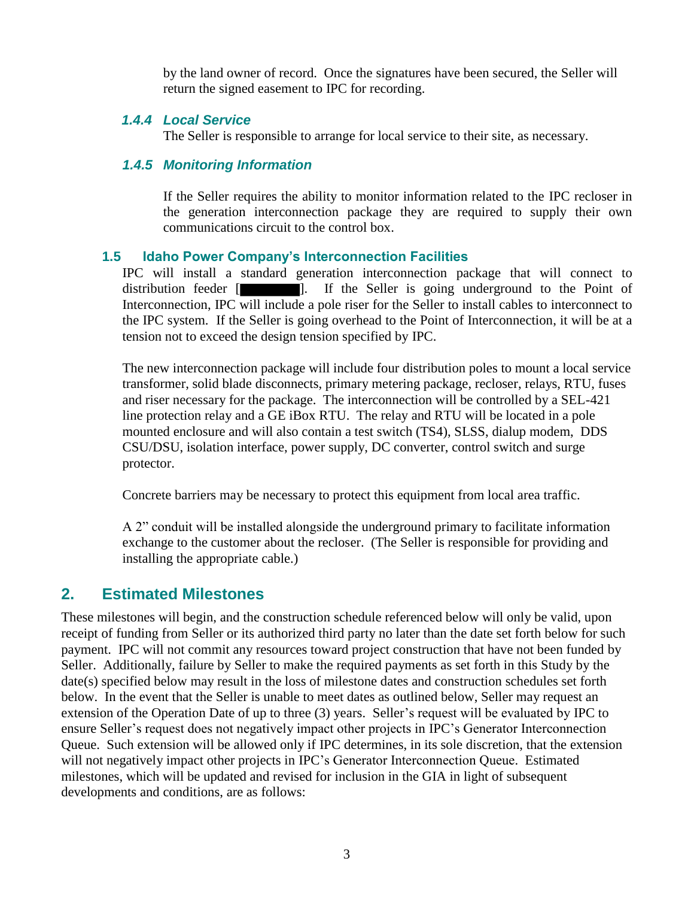by the land owner of record. Once the signatures have been secured, the Seller will return the signed easement to IPC for recording.

#### *1.4.4 Local Service*

The Seller is responsible to arrange for local service to their site, as necessary.

#### *1.4.5 Monitoring Information*

If the Seller requires the ability to monitor information related to the IPC recloser in the generation interconnection package they are required to supply their own communications circuit to the control box.

### 1.5 Idaho Power Company's Interconnection Facilities

IPC will install a standard generation interconnection package that will connect to distribution feeder [█████]. If the Seller is going underground to the Point of Interconnection, IPC will include a pole riser for the Seller to install cables to interconnect to the IPC system. If the Seller is going overhead to the Point of Interconnection, it will be at a tension not to exceed the design tension specified by IPC.

The new interconnection package will include four distribution poles to mount a local service transformer, solid blade disconnects, primary metering package, recloser, relays, RTU, fuses and riser necessary for the package. The interconnection will be controlled by a SEL-421 line protection relay and a GE iBox RTU. The relay and RTU will be located in a pole mounted enclosure and will also contain a test switch (TS4), SLSS, dialup modem, DDS CSU/DSU, isolation interface, power supply, DC converter, control switch and surge protector.

Concrete barriers may be necessary to protect this equipment from local area traffic.

A 2" conduit will be installed alongside the underground primary to facilitate information exchange to the customer about the recloser. (The Seller is responsible for providing and installing the appropriate cable.)

## 2. Estimated Milestones

These milestones will begin, and the construction schedule referenced below will only be valid, upon receipt of funding from Seller or its authorized third party no later than the date set forth below for such payment. IPC will not commit any resources toward project construction that have not been funded by Seller. Additionally, failure by Seller to make the required payments as set forth in this Study by the date(s) specified below may result in the loss of milestone dates and construction schedules set forth below. In the event that the Seller is unable to meet dates as outlined below, Seller may request an extension of the Operation Date of up to three (3) years. Seller's request will be evaluated by IPC to ensure Seller's request does not negatively impact other projects in IPC's Generator Interconnection Queue. Such extension will be allowed only if IPC determines, in its sole discretion, that the extension will not negatively impact other projects in IPC's Generator Interconnection Queue. Estimated milestones, which will be updated and revised for inclusion in the GIA in light of subsequent developments and conditions, are as follows: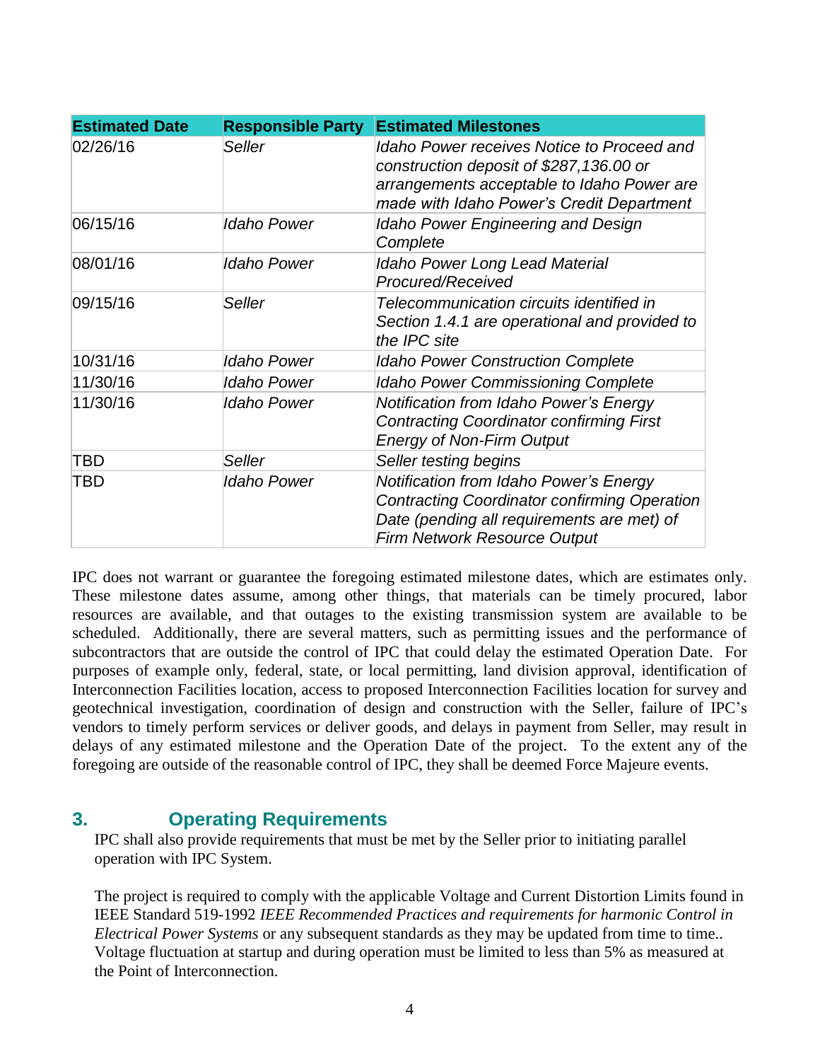| Estimated Date | Responsible Party | Estimated Milestones |
|---|---|---|
| 02/26/16 | *Seller* | *Idaho Power receives Notice to Proceed and construction deposit of $287,136.00 or arrangements acceptable to Idaho Power are made with Idaho Power's Credit Department* |
| 06/15/16 | *Idaho Power* | *Idaho Power Engineering and Design Complete* |
| 08/01/16 | *Idaho Power* | *Idaho Power Long Lead Material Procured/Received* |
| 09/15/16 | *Seller* | *Telecommunication circuits identified in Section 1.4.1 are operational and provided to the IPC site* |
| 10/31/16 | *Idaho Power* | *Idaho Power Construction Complete* |
| 11/30/16 | *Idaho Power* | *Idaho Power Commissioning Complete* |
| 11/30/16 | *Idaho Power* | *Notification from Idaho Power's Energy Contracting Coordinator confirming First Energy of Non-Firm Output* |
| TBD | *Seller* | *Seller testing begins* |
| TBD | *Idaho Power* | *Notification from Idaho Power's Energy Contracting Coordinator confirming Operation Date (pending all requirements are met) of Firm Network Resource Output* |

IPC does not warrant or guarantee the foregoing estimated milestone dates, which are estimates only. These milestone dates assume, among other things, that materials can be timely procured, labor resources are available, and that outages to the existing transmission system are available to be scheduled. Additionally, there are several matters, such as permitting issues and the performance of subcontractors that are outside the control of IPC that could delay the estimated Operation Date. For purposes of example only, federal, state, or local permitting, land division approval, identification of Interconnection Facilities location, access to proposed Interconnection Facilities location for survey and geotechnical investigation, coordination of design and construction with the Seller, failure of IPC's vendors to timely perform services or deliver goods, and delays in payment from Seller, may result in delays of any estimated milestone and the Operation Date of the project. To the extent any of the foregoing are outside of the reasonable control of IPC, they shall be deemed Force Majeure events.

## 3. Operating Requirements

IPC shall also provide requirements that must be met by the Seller prior to initiating parallel operation with IPC System.

The project is required to comply with the applicable Voltage and Current Distortion Limits found in IEEE Standard 519-1992 *IEEE Recommended Practices and requirements for harmonic Control in Electrical Power Systems* or any subsequent standards as they may be updated from time to time.. Voltage fluctuation at startup and during operation must be limited to less than 5% as measured at the Point of Interconnection.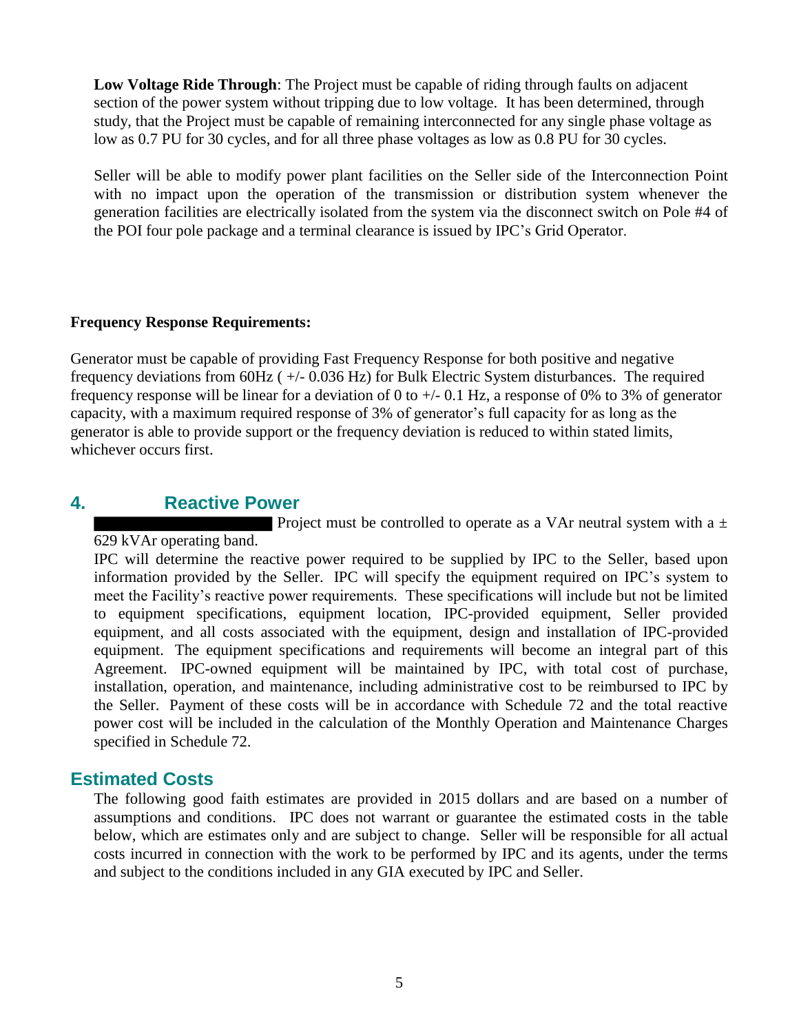**Low Voltage Ride Through**: The Project must be capable of riding through faults on adjacent section of the power system without tripping due to low voltage. It has been determined, through study, that the Project must be capable of remaining interconnected for any single phase voltage as low as 0.7 PU for 30 cycles, and for all three phase voltages as low as 0.8 PU for 30 cycles.

Seller will be able to modify power plant facilities on the Seller side of the Interconnection Point with no impact upon the operation of the transmission or distribution system whenever the generation facilities are electrically isolated from the system via the disconnect switch on Pole #4 of the POI four pole package and a terminal clearance is issued by IPC's Grid Operator.

**Frequency Response Requirements:**

Generator must be capable of providing Fast Frequency Response for both positive and negative frequency deviations from 60Hz ( +/- 0.036 Hz) for Bulk Electric System disturbances. The required frequency response will be linear for a deviation of 0 to +/- 0.1 Hz, a response of 0% to 3% of generator capacity, with a maximum required response of 3% of generator's full capacity for as long as the generator is able to provide support or the frequency deviation is reduced to within stated limits, whichever occurs first.

## 4. Reactive Power

██████████ Project must be controlled to operate as a VAr neutral system with a ± 629 kVAr operating band.

IPC will determine the reactive power required to be supplied by IPC to the Seller, based upon information provided by the Seller. IPC will specify the equipment required on IPC's system to meet the Facility's reactive power requirements. These specifications will include but not be limited to equipment specifications, equipment location, IPC-provided equipment, Seller provided equipment, and all costs associated with the equipment, design and installation of IPC-provided equipment. The equipment specifications and requirements will become an integral part of this Agreement. IPC-owned equipment will be maintained by IPC, with total cost of purchase, installation, operation, and maintenance, including administrative cost to be reimbursed to IPC by the Seller. Payment of these costs will be in accordance with Schedule 72 and the total reactive power cost will be included in the calculation of the Monthly Operation and Maintenance Charges specified in Schedule 72.

## Estimated Costs

The following good faith estimates are provided in 2015 dollars and are based on a number of assumptions and conditions. IPC does not warrant or guarantee the estimated costs in the table below, which are estimates only and are subject to change. Seller will be responsible for all actual costs incurred in connection with the work to be performed by IPC and its agents, under the terms and subject to the conditions included in any GIA executed by IPC and Seller.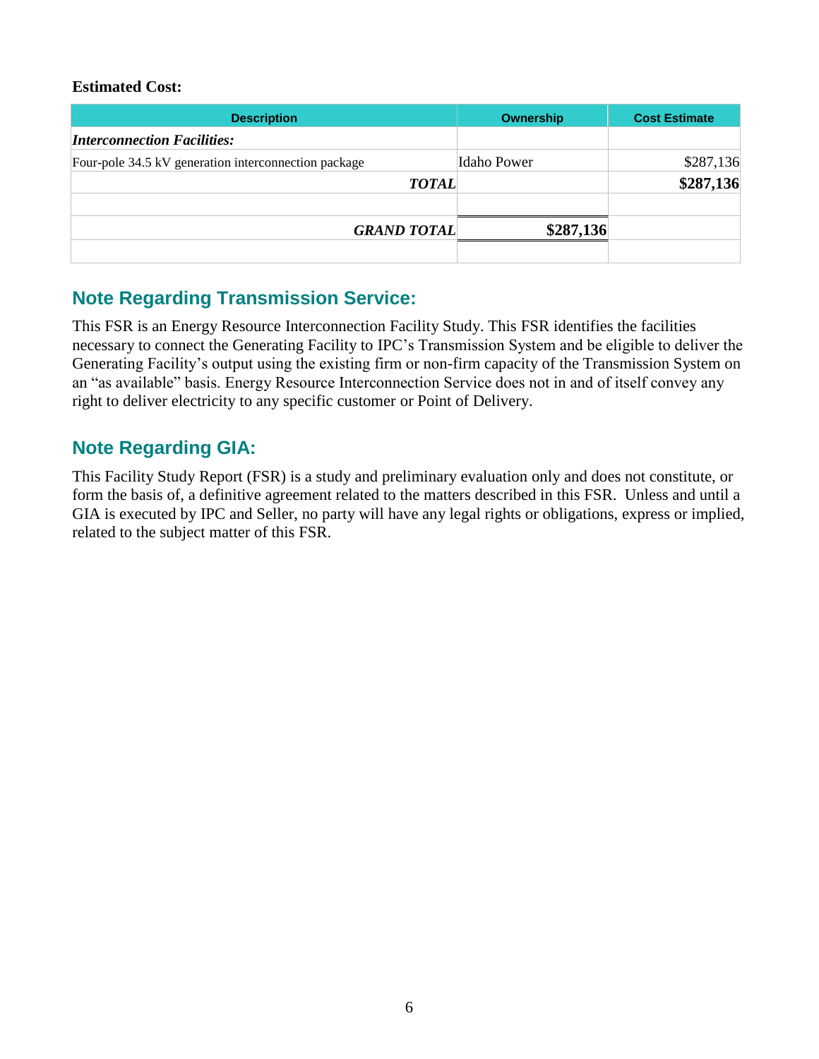**Estimated Cost:**

| Description | Ownership | Cost Estimate |
|---|---|---|
| ***Interconnection Facilities:*** | | |
| Four-pole 34.5 kV generation interconnection package | Idaho Power | $287,136 |
| ***TOTAL*** | | **$287,136** |
| | | |
| ***GRAND TOTAL*** | **$287,136** | |
| | | |

## Note Regarding Transmission Service:

This FSR is an Energy Resource Interconnection Facility Study. This FSR identifies the facilities necessary to connect the Generating Facility to IPC's Transmission System and be eligible to deliver the Generating Facility's output using the existing firm or non-firm capacity of the Transmission System on an "as available" basis. Energy Resource Interconnection Service does not in and of itself convey any right to deliver electricity to any specific customer or Point of Delivery.

## Note Regarding GIA:

This Facility Study Report (FSR) is a study and preliminary evaluation only and does not constitute, or form the basis of, a definitive agreement related to the matters described in this FSR. Unless and until a GIA is executed by IPC and Seller, no party will have any legal rights or obligations, express or implied, related to the subject matter of this FSR.